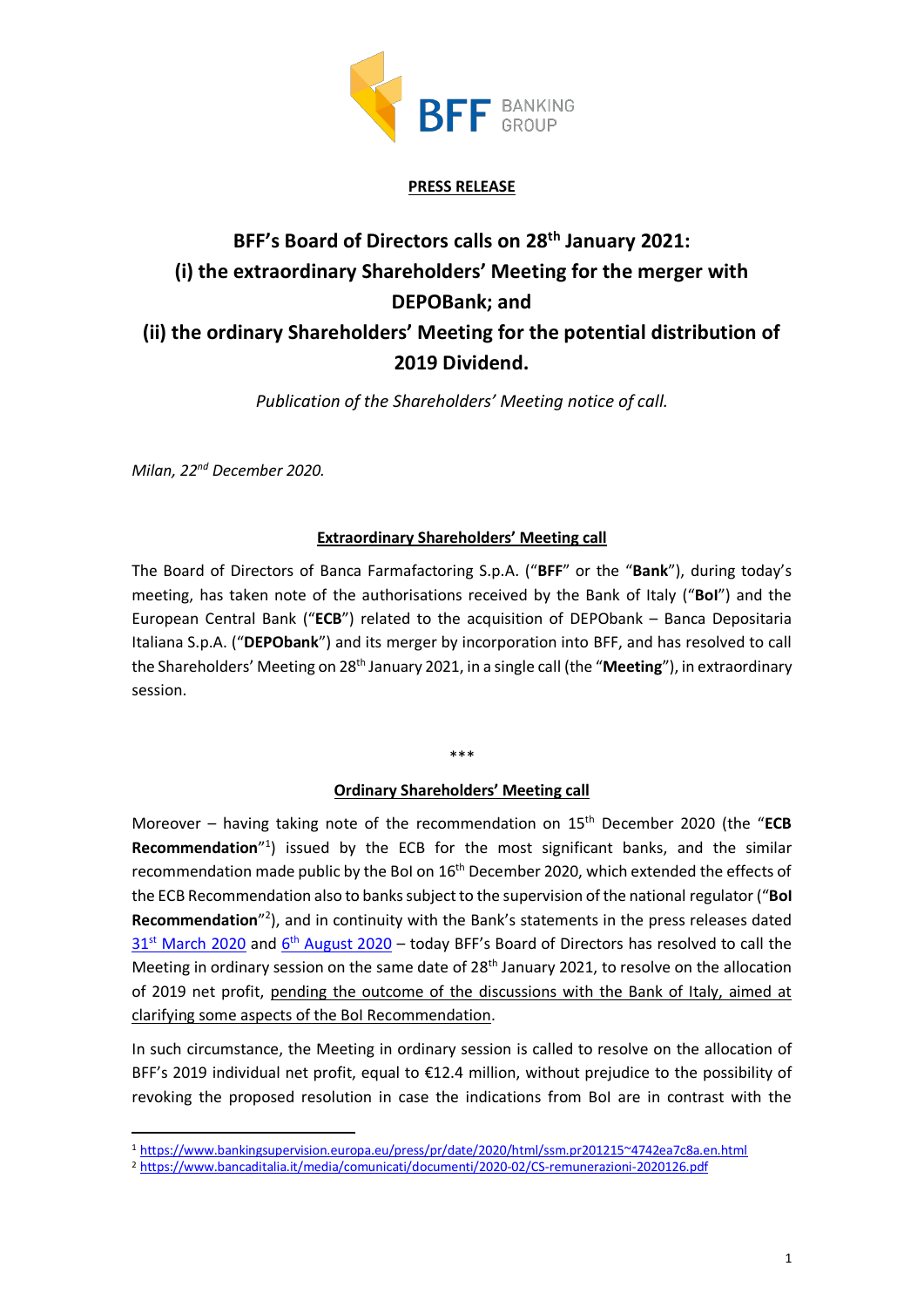**PRESS RELEASE**

# BFF's Board of Directors calls on 28th January 2021: (i) the extraordinary Shareholders' Meeting for the merger with DEPOBank; and (ii) the ordinary Shareholders' Meeting for the potential distribution of 2019 Dividend.

*Publication of the Shareholders' Meeting notice of call.*

*Milan, 22nd December 2020.*

## Extraordinary Shareholders' Meeting call

The Board of Directors of Banca Farmafactoring S.p.A. ("**BFF**" or the "**Bank**"), during today's meeting, has taken note of the authorisations received by the Bank of Italy ("**BoI**") and the European Central Bank ("**ECB**") related to the acquisition of DEPObank – Banca Depositaria Italiana S.p.A. ("**DEPObank**") and its merger by incorporation into BFF, and has resolved to call the Shareholders' Meeting on 28th January 2021, in a single call (the "**Meeting**"), in extraordinary session.

\*\*\*

## Ordinary Shareholders' Meeting call

Moreover – having taking note of the recommendation on 15th December 2020 (the "**ECB Recommendation**"[1]) issued by the ECB for the most significant banks, and the similar recommendation made public by the BoI on 16th December 2020, which extended the effects of the ECB Recommendation also to banks subject to the supervision of the national regulator ("**BoI Recommendation**"[2]), and in continuity with the Bank's statements in the press releases dated 31st March 2020 and 6th August 2020 – today BFF's Board of Directors has resolved to call the Meeting in ordinary session on the same date of 28th January 2021, to resolve on the allocation of 2019 net profit, pending the outcome of the discussions with the Bank of Italy, aimed at clarifying some aspects of the BoI Recommendation.

In such circumstance, the Meeting in ordinary session is called to resolve on the allocation of BFF's 2019 individual net profit, equal to €12.4 million, without prejudice to the possibility of revoking the proposed resolution in case the indications from BoI are in contrast with the

---

[1] https://www.bankingsupervision.europa.eu/press/pr/date/2020/html/ssm.pr201215~4742ea7c8a.en.html

[2] https://www.bancaditalia.it/media/comunicati/documenti/2020-02/CS-remunerazioni-2020126.pdf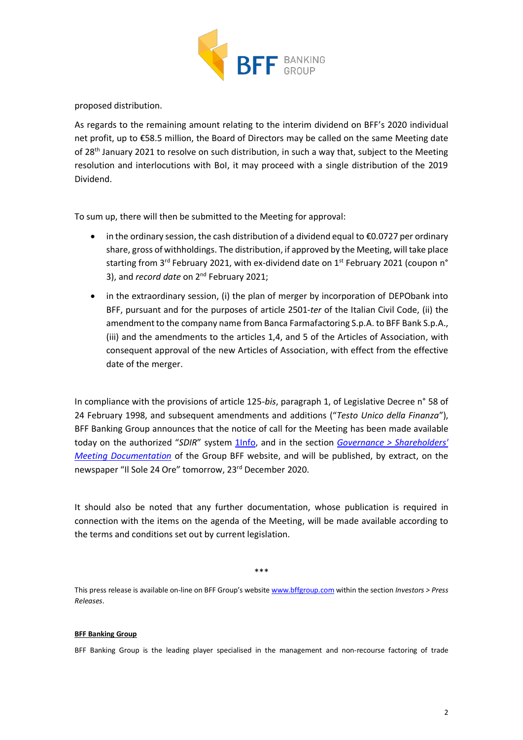proposed distribution.

As regards to the remaining amount relating to the interim dividend on BFF's 2020 individual net profit, up to €58.5 million, the Board of Directors may be called on the same Meeting date of 28th January 2021 to resolve on such distribution, in such a way that, subject to the Meeting resolution and interlocutions with BoI, it may proceed with a single distribution of the 2019 Dividend.

To sum up, there will then be submitted to the Meeting for approval:

- in the ordinary session, the cash distribution of a dividend equal to €0.0727 per ordinary share, gross of withholdings. The distribution, if approved by the Meeting, will take place starting from 3rd February 2021, with ex-dividend date on 1st February 2021 (coupon n° 3), and *record date* on 2nd February 2021;
- in the extraordinary session, (i) the plan of merger by incorporation of DEPObank into BFF, pursuant and for the purposes of article 2501-*ter* of the Italian Civil Code, (ii) the amendment to the company name from Banca Farmafactoring S.p.A. to BFF Bank S.p.A., (iii) and the amendments to the articles 1,4, and 5 of the Articles of Association, with consequent approval of the new Articles of Association, with effect from the effective date of the merger.

In compliance with the provisions of article 125-*bis*, paragraph 1, of Legislative Decree n° 58 of 24 February 1998, and subsequent amendments and additions ("*Testo Unico della Finanza*"), BFF Banking Group announces that the notice of call for the Meeting has been made available today on the authorized "*SDIR*" system 1Info, and in the section *Governance > Shareholders' Meeting Documentation* of the Group BFF website, and will be published, by extract, on the newspaper "Il Sole 24 Ore" tomorrow, 23rd December 2020.

It should also be noted that any further documentation, whose publication is required in connection with the items on the agenda of the Meeting, will be made available according to the terms and conditions set out by current legislation.

\*\*\*

This press release is available on-line on BFF Group's website www.bffgroup.com within the section *Investors > Press Releases*.

**BFF Banking Group**

BFF Banking Group is the leading player specialised in the management and non-recourse factoring of trade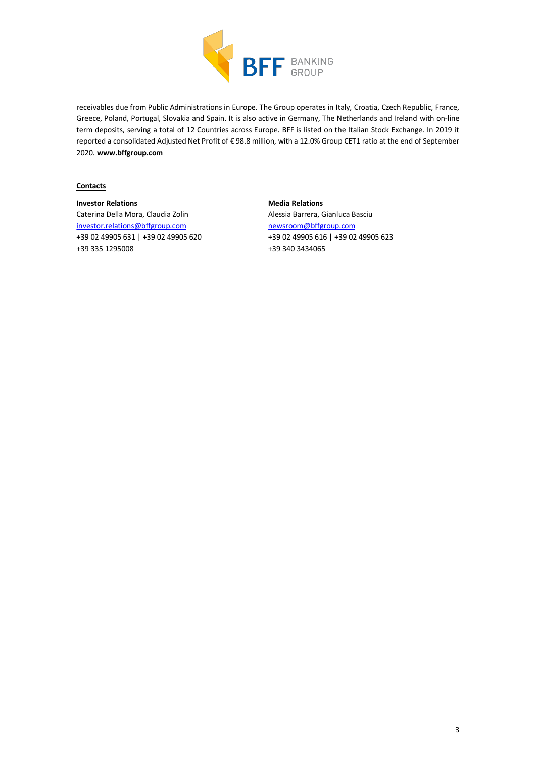receivables due from Public Administrations in Europe. The Group operates in Italy, Croatia, Czech Republic, France, Greece, Poland, Portugal, Slovakia and Spain. It is also active in Germany, The Netherlands and Ireland with on-line term deposits, serving a total of 12 Countries across Europe. BFF is listed on the Italian Stock Exchange. In 2019 it reported a consolidated Adjusted Net Profit of € 98.8 million, with a 12.0% Group CET1 ratio at the end of September 2020. **www.bffgroup.com**

**Contacts**

**Investor Relations**
Caterina Della Mora, Claudia Zolin
investor.relations@bffgroup.com
+39 02 49905 631 | +39 02 49905 620
+39 335 1295008

**Media Relations**
Alessia Barrera, Gianluca Basciu
newsroom@bffgroup.com
+39 02 49905 616 | +39 02 49905 623
+39 340 3434065